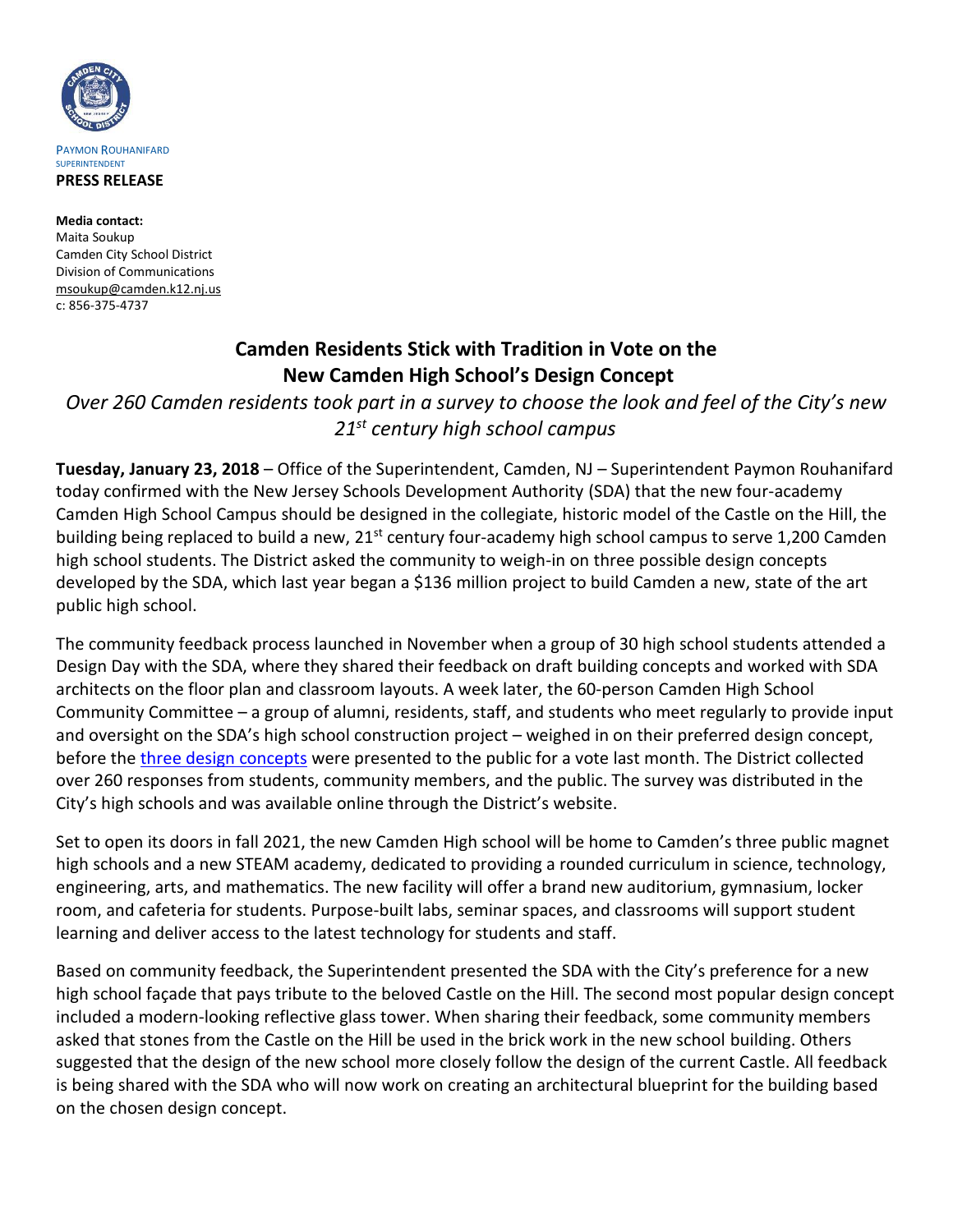PAYMON ROUHANIFARD
SUPERINTENDENT
**PRESS RELEASE**

**Media contact:**
Maita Soukup
Camden City School District
Division of Communications
msoukup@camden.k12.nj.us
c: 856-375-4737

# Camden Residents Stick with Tradition in Vote on the New Camden High School's Design Concept

*Over 260 Camden residents took part in a survey to choose the look and feel of the City's new 21st century high school campus*

**Tuesday, January 23, 2018** – Office of the Superintendent, Camden, NJ – Superintendent Paymon Rouhanifard today confirmed with the New Jersey Schools Development Authority (SDA) that the new four-academy Camden High School Campus should be designed in the collegiate, historic model of the Castle on the Hill, the building being replaced to build a new, 21st century four-academy high school campus to serve 1,200 Camden high school students. The District asked the community to weigh-in on three possible design concepts developed by the SDA, which last year began a $136 million project to build Camden a new, state of the art public high school.

The community feedback process launched in November when a group of 30 high school students attended a Design Day with the SDA, where they shared their feedback on draft building concepts and worked with SDA architects on the floor plan and classroom layouts. A week later, the 60-person Camden High School Community Committee – a group of alumni, residents, staff, and students who meet regularly to provide input and oversight on the SDA's high school construction project – weighed in on their preferred design concept, before the three design concepts were presented to the public for a vote last month. The District collected over 260 responses from students, community members, and the public. The survey was distributed in the City's high schools and was available online through the District's website.

Set to open its doors in fall 2021, the new Camden High school will be home to Camden's three public magnet high schools and a new STEAM academy, dedicated to providing a rounded curriculum in science, technology, engineering, arts, and mathematics. The new facility will offer a brand new auditorium, gymnasium, locker room, and cafeteria for students. Purpose-built labs, seminar spaces, and classrooms will support student learning and deliver access to the latest technology for students and staff.

Based on community feedback, the Superintendent presented the SDA with the City's preference for a new high school façade that pays tribute to the beloved Castle on the Hill. The second most popular design concept included a modern-looking reflective glass tower. When sharing their feedback, some community members asked that stones from the Castle on the Hill be used in the brick work in the new school building. Others suggested that the design of the new school more closely follow the design of the current Castle. All feedback is being shared with the SDA who will now work on creating an architectural blueprint for the building based on the chosen design concept.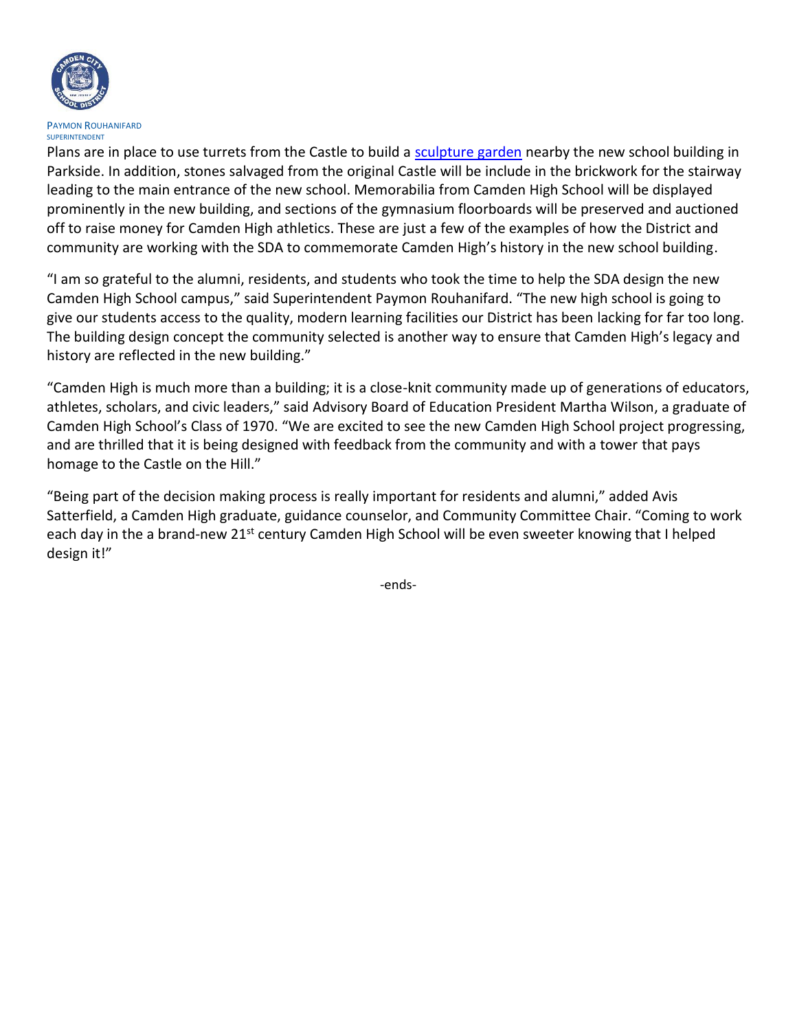Paymon Rouhanifard
Superintendent

Plans are in place to use turrets from the Castle to build a [sculpture garden]() nearby the new school building in Parkside. In addition, stones salvaged from the original Castle will be include in the brickwork for the stairway leading to the main entrance of the new school. Memorabilia from Camden High School will be displayed prominently in the new building, and sections of the gymnasium floorboards will be preserved and auctioned off to raise money for Camden High athletics. These are just a few of the examples of how the District and community are working with the SDA to commemorate Camden High's history in the new school building.

"I am so grateful to the alumni, residents, and students who took the time to help the SDA design the new Camden High School campus," said Superintendent Paymon Rouhanifard. "The new high school is going to give our students access to the quality, modern learning facilities our District has been lacking for far too long. The building design concept the community selected is another way to ensure that Camden High's legacy and history are reflected in the new building."

"Camden High is much more than a building; it is a close-knit community made up of generations of educators, athletes, scholars, and civic leaders," said Advisory Board of Education President Martha Wilson, a graduate of Camden High School's Class of 1970. "We are excited to see the new Camden High School project progressing, and are thrilled that it is being designed with feedback from the community and with a tower that pays homage to the Castle on the Hill."

"Being part of the decision making process is really important for residents and alumni," added Avis Satterfield, a Camden High graduate, guidance counselor, and Community Committee Chair. "Coming to work each day in the a brand-new 21st century Camden High School will be even sweeter knowing that I helped design it!"

-ends-